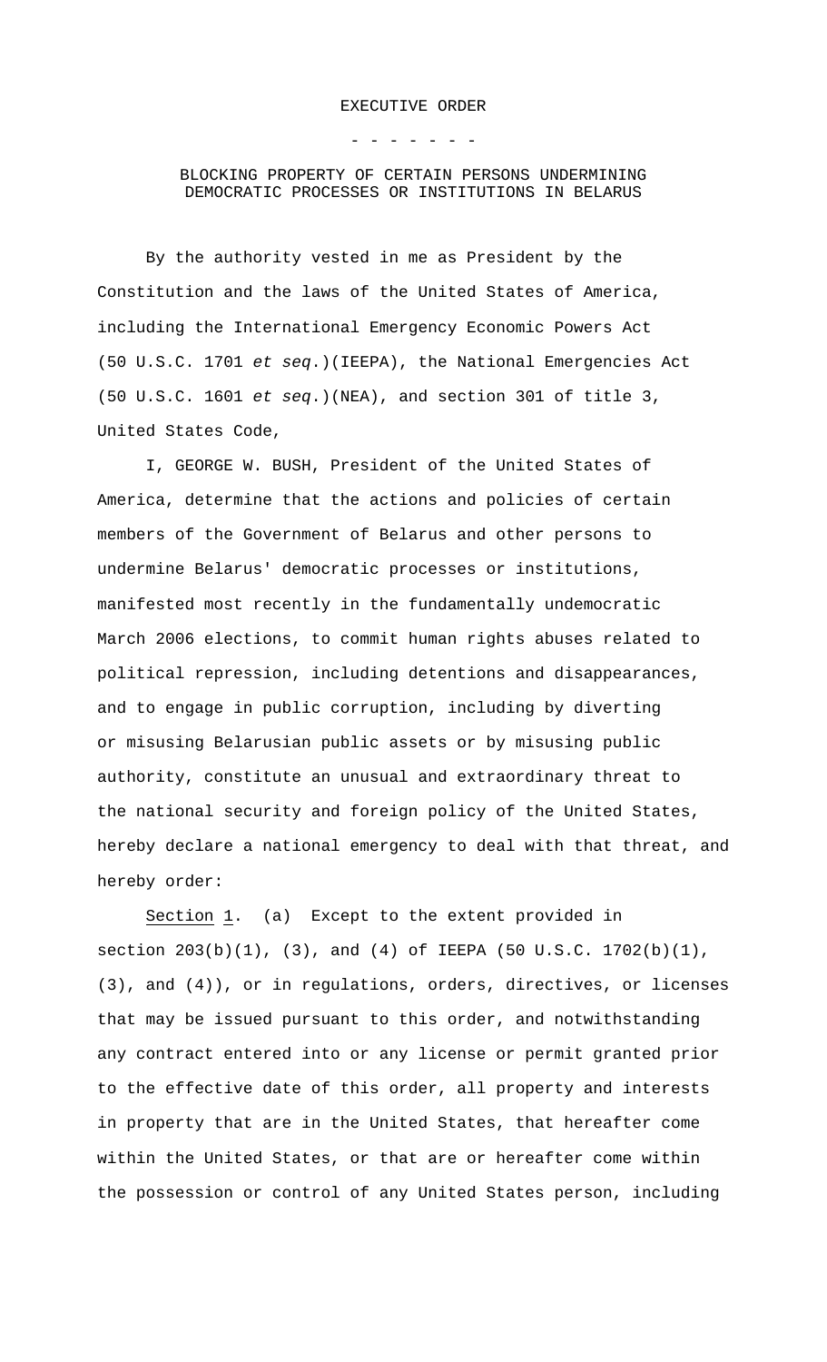# EXECUTIVE ORDER

- - - - - - -

## BLOCKING PROPERTY OF CERTAIN PERSONS UNDERMINING DEMOCRATIC PROCESSES OR INSTITUTIONS IN BELARUS

By the authority vested in me as President by the Constitution and the laws of the United States of America, including the International Emergency Economic Powers Act (50 U.S.C. 1701 *et seq.*)(IEEPA), the National Emergencies Act (50 U.S.C. 1601 *et seq.*)(NEA), and section 301 of title 3, United States Code,

I, GEORGE W. BUSH, President of the United States of America, determine that the actions and policies of certain members of the Government of Belarus and other persons to undermine Belarus' democratic processes or institutions, manifested most recently in the fundamentally undemocratic March 2006 elections, to commit human rights abuses related to political repression, including detentions and disappearances, and to engage in public corruption, including by diverting or misusing Belarusian public assets or by misusing public authority, constitute an unusual and extraordinary threat to the national security and foreign policy of the United States, hereby declare a national emergency to deal with that threat, and hereby order:

Section 1. (a) Except to the extent provided in section 203(b)(1), (3), and (4) of IEEPA (50 U.S.C. 1702(b)(1), (3), and (4)), or in regulations, orders, directives, or licenses that may be issued pursuant to this order, and notwithstanding any contract entered into or any license or permit granted prior to the effective date of this order, all property and interests in property that are in the United States, that hereafter come within the United States, or that are or hereafter come within the possession or control of any United States person, including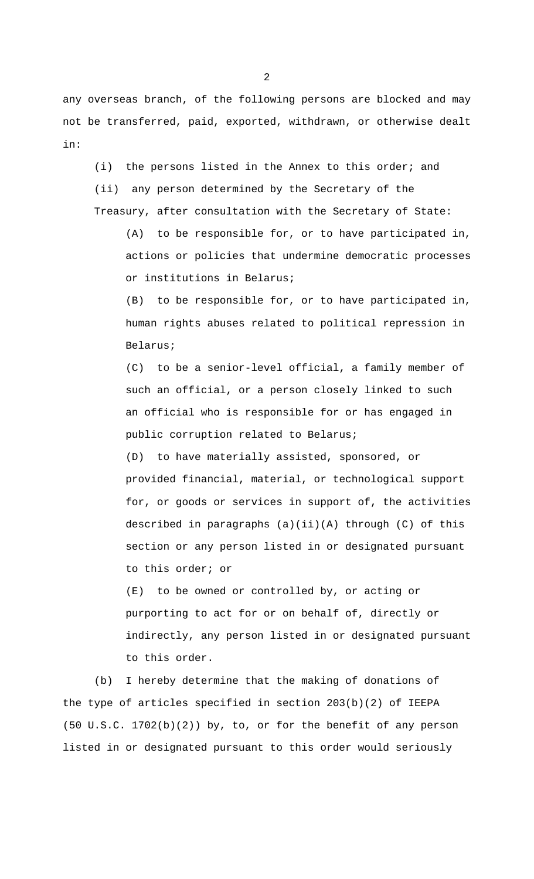any overseas branch, of the following persons are blocked and may not be transferred, paid, exported, withdrawn, or otherwise dealt in:

(i) the persons listed in the Annex to this order; and

(ii) any person determined by the Secretary of the Treasury, after consultation with the Secretary of State:

(A) to be responsible for, or to have participated in, actions or policies that undermine democratic processes or institutions in Belarus;

(B) to be responsible for, or to have participated in, human rights abuses related to political repression in Belarus;

(C) to be a senior-level official, a family member of such an official, or a person closely linked to such an official who is responsible for or has engaged in public corruption related to Belarus;

(D) to have materially assisted, sponsored, or provided financial, material, or technological support for, or goods or services in support of, the activities described in paragraphs (a)(ii)(A) through (C) of this section or any person listed in or designated pursuant to this order; or

(E) to be owned or controlled by, or acting or purporting to act for or on behalf of, directly or indirectly, any person listed in or designated pursuant to this order.

(b) I hereby determine that the making of donations of the type of articles specified in section 203(b)(2) of IEEPA (50 U.S.C. 1702(b)(2)) by, to, or for the benefit of any person listed in or designated pursuant to this order would seriously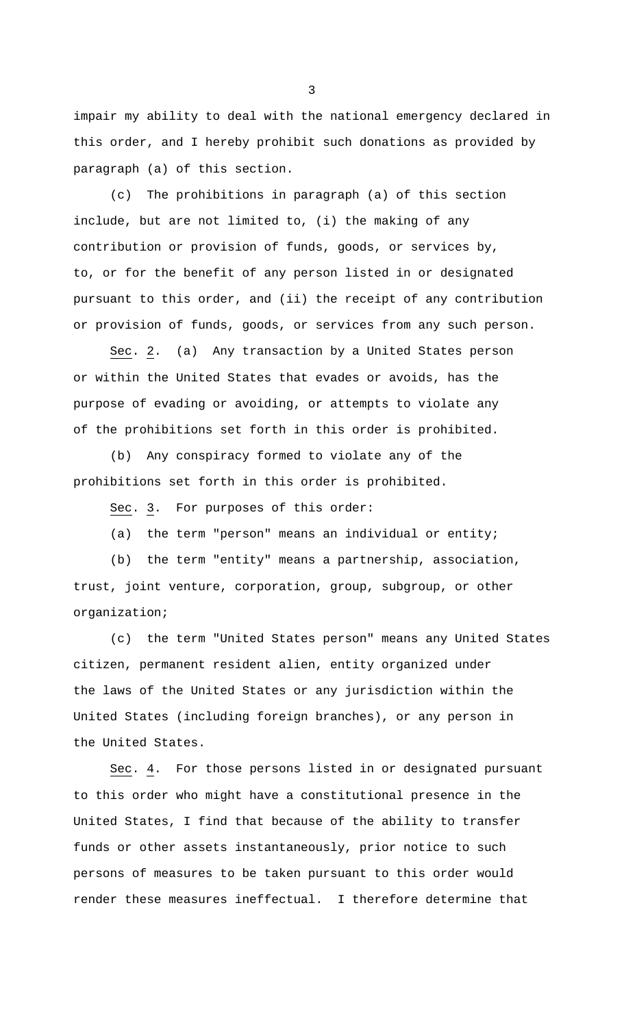impair my ability to deal with the national emergency declared in this order, and I hereby prohibit such donations as provided by paragraph (a) of this section.

(c) The prohibitions in paragraph (a) of this section include, but are not limited to, (i) the making of any contribution or provision of funds, goods, or services by, to, or for the benefit of any person listed in or designated pursuant to this order, and (ii) the receipt of any contribution or provision of funds, goods, or services from any such person.

Sec. 2. (a) Any transaction by a United States person or within the United States that evades or avoids, has the purpose of evading or avoiding, or attempts to violate any of the prohibitions set forth in this order is prohibited.

(b) Any conspiracy formed to violate any of the prohibitions set forth in this order is prohibited.

Sec. 3. For purposes of this order:

(a) the term "person" means an individual or entity;

(b) the term "entity" means a partnership, association, trust, joint venture, corporation, group, subgroup, or other organization;

(c) the term "United States person" means any United States citizen, permanent resident alien, entity organized under the laws of the United States or any jurisdiction within the United States (including foreign branches), or any person in the United States.

Sec. 4. For those persons listed in or designated pursuant to this order who might have a constitutional presence in the United States, I find that because of the ability to transfer funds or other assets instantaneously, prior notice to such persons of measures to be taken pursuant to this order would render these measures ineffectual. I therefore determine that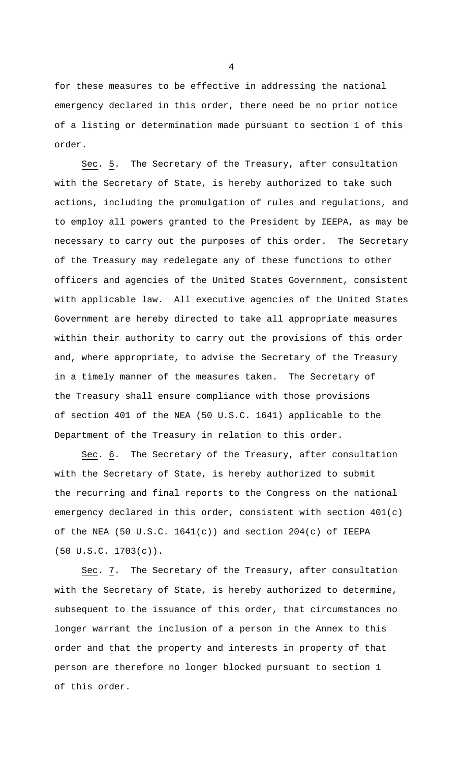for these measures to be effective in addressing the national emergency declared in this order, there need be no prior notice of a listing or determination made pursuant to section 1 of this order.

Sec. 5. The Secretary of the Treasury, after consultation with the Secretary of State, is hereby authorized to take such actions, including the promulgation of rules and regulations, and to employ all powers granted to the President by IEEPA, as may be necessary to carry out the purposes of this order. The Secretary of the Treasury may redelegate any of these functions to other officers and agencies of the United States Government, consistent with applicable law. All executive agencies of the United States Government are hereby directed to take all appropriate measures within their authority to carry out the provisions of this order and, where appropriate, to advise the Secretary of the Treasury in a timely manner of the measures taken. The Secretary of the Treasury shall ensure compliance with those provisions of section 401 of the NEA (50 U.S.C. 1641) applicable to the Department of the Treasury in relation to this order.

Sec. 6. The Secretary of the Treasury, after consultation with the Secretary of State, is hereby authorized to submit the recurring and final reports to the Congress on the national emergency declared in this order, consistent with section 401(c) of the NEA (50 U.S.C. 1641(c)) and section 204(c) of IEEPA (50 U.S.C. 1703(c)).

Sec. 7. The Secretary of the Treasury, after consultation with the Secretary of State, is hereby authorized to determine, subsequent to the issuance of this order, that circumstances no longer warrant the inclusion of a person in the Annex to this order and that the property and interests in property of that person are therefore no longer blocked pursuant to section 1 of this order.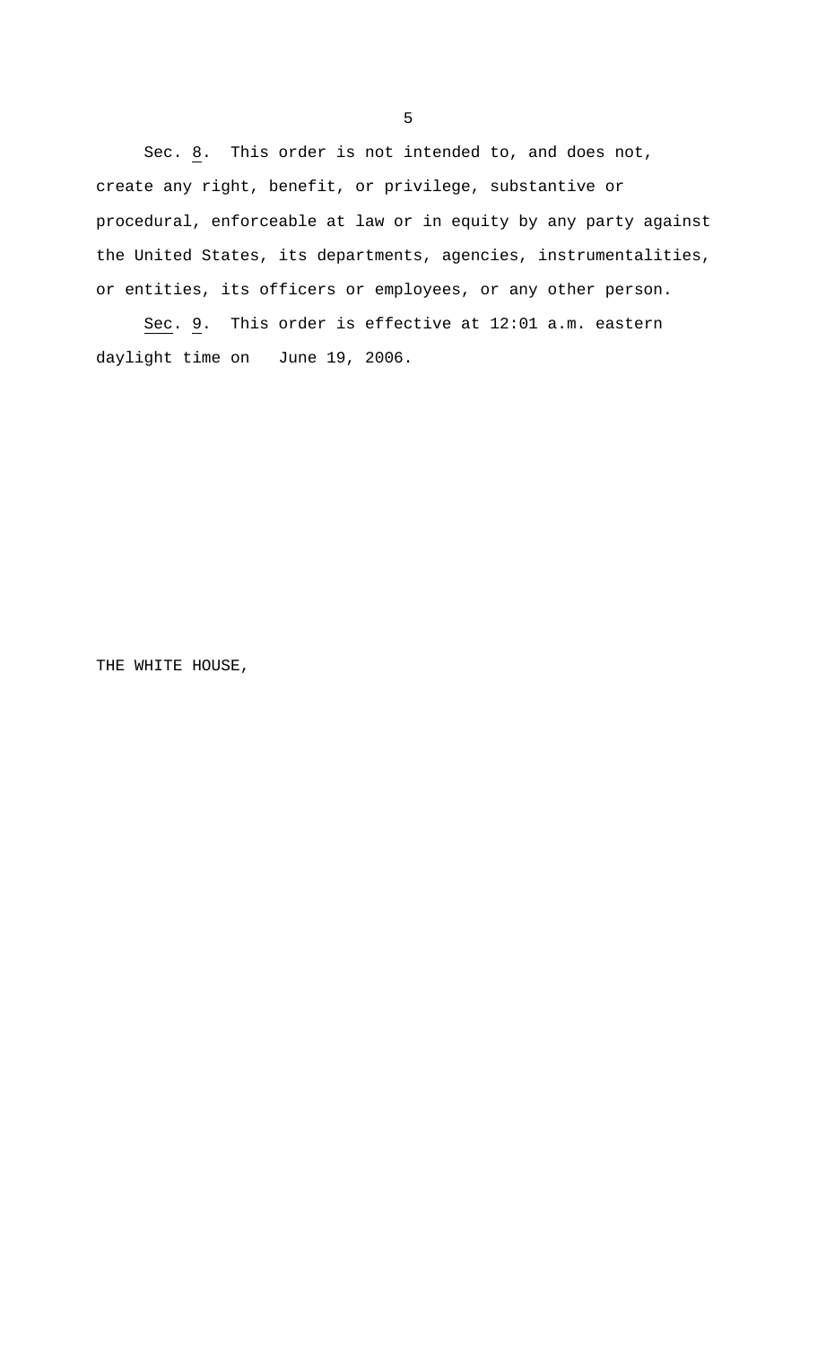Sec. 8. This order is not intended to, and does not, create any right, benefit, or privilege, substantive or procedural, enforceable at law or in equity by any party against the United States, its departments, agencies, instrumentalities, or entities, its officers or employees, or any other person.

Sec. 9. This order is effective at 12:01 a.m. eastern daylight time on June 19, 2006.

THE WHITE HOUSE,